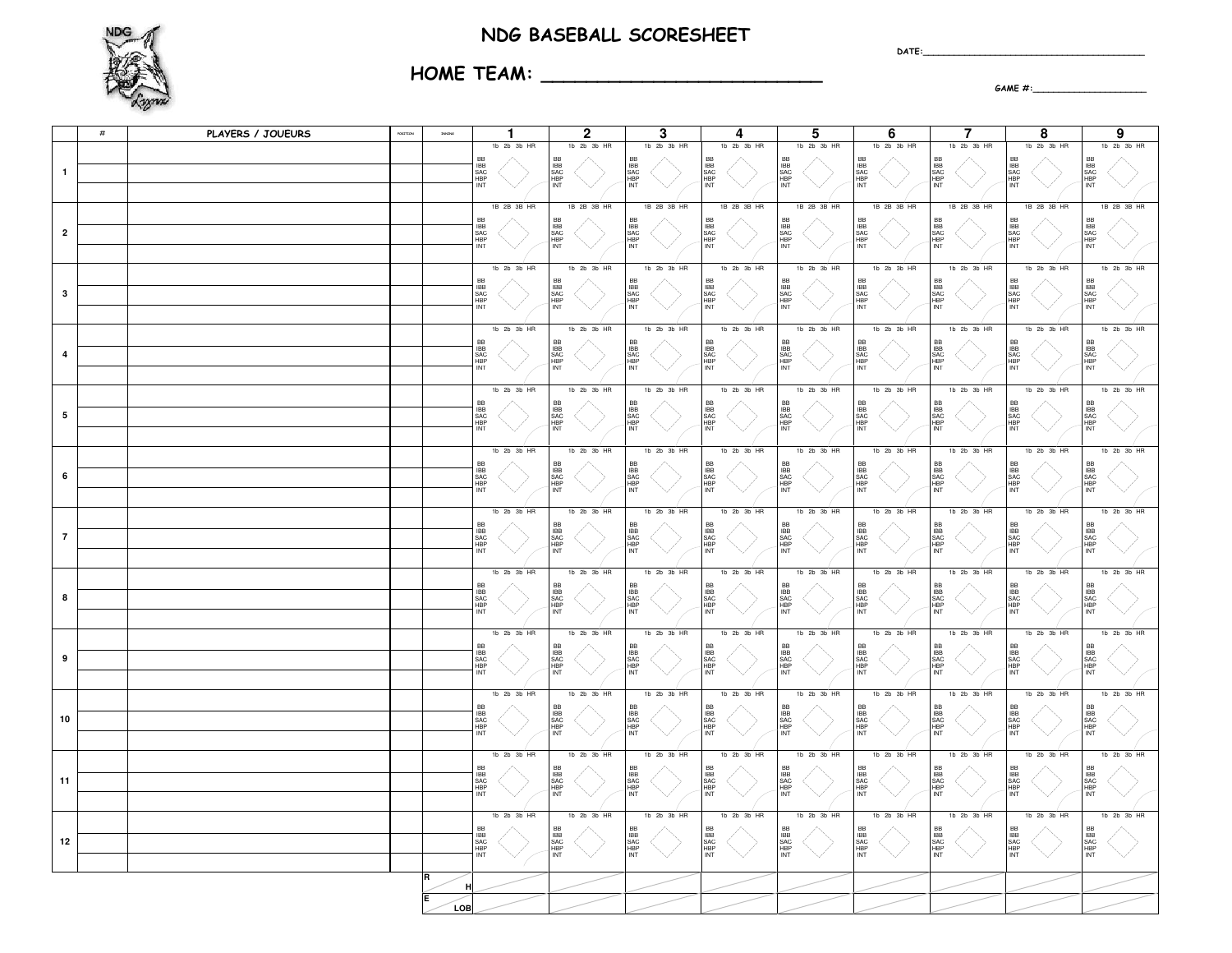# NDG BASEBALL SCORESHEET

DATE:_______________________________

## HOME TEAM: ______________________

GAME #:_______________

| | # | PLAYERS / JOUEURS | POSITION | INNING | 1 | 2 | 3 | 4 | 5 | 6 | 7 | 8 | 9 |
|---|---|---|---|---|---|---|---|---|---|---|---|---|---|
| 1 | | | | | 1b 2b 3b HR BB IBB SAC HBP INT | 1b 2b 3b HR BB IBB SAC HBP INT | 1b 2b 3b HR BB IBB SAC HBP INT | 1b 2b 3b HR BB IBB SAC HBP INT | 1b 2b 3b HR BB IBB SAC HBP INT | 1b 2b 3b HR BB IBB SAC HBP INT | 1b 2b 3b HR BB IBB SAC HBP INT | 1b 2b 3b HR BB IBB SAC HBP INT | 1b 2b 3b HR BB IBB SAC HBP INT |
| 2 | | | | | 1B 2B 3B HR BB IBB SAC HBP INT | 1B 2B 3B HR BB IBB SAC HBP INT | 1B 2B 3B HR BB IBB SAC HBP INT | 1B 2B 3B HR BB IBB SAC HBP INT | 1B 2B 3B HR BB IBB SAC HBP INT | 1B 2B 3B HR BB IBB SAC HBP INT | 1B 2B 3B HR BB IBB SAC HBP INT | 1B 2B 3B HR BB IBB SAC HBP INT | 1B 2B 3B HR BB IBB SAC HBP INT |
| 3 | | | | | 1b 2b 3b HR BB IBB SAC HBP INT | 1b 2b 3b HR BB IBB SAC HBP INT | 1b 2b 3b HR BB IBB SAC HBP INT | 1b 2b 3b HR BB IBB SAC HBP INT | 1b 2b 3b HR BB IBB SAC HBP INT | 1b 2b 3b HR BB IBB SAC HBP INT | 1b 2b 3b HR BB IBB SAC HBP INT | 1b 2b 3b HR BB IBB SAC HBP INT | 1b 2b 3b HR BB IBB SAC HBP INT |
| 4 | | | | | 1b 2b 3b HR BB IBB SAC HBP INT | 1b 2b 3b HR BB IBB SAC HBP INT | 1b 2b 3b HR BB IBB SAC HBP INT | 1b 2b 3b HR BB IBB SAC HBP INT | 1b 2b 3b HR BB IBB SAC HBP INT | 1b 2b 3b HR BB IBB SAC HBP INT | 1b 2b 3b HR BB IBB SAC HBP INT | 1b 2b 3b HR BB IBB SAC HBP INT | 1b 2b 3b HR BB IBB SAC HBP INT |
| 5 | | | | | 1b 2b 3b HR BB IBB SAC HBP INT | 1b 2b 3b HR BB IBB SAC HBP INT | 1b 2b 3b HR BB IBB SAC HBP INT | 1b 2b 3b HR BB IBB SAC HBP INT | 1b 2b 3b HR BB IBB SAC HBP INT | 1b 2b 3b HR BB IBB SAC HBP INT | 1b 2b 3b HR BB IBB SAC HBP INT | 1b 2b 3b HR BB IBB SAC HBP INT | 1b 2b 3b HR BB IBB SAC HBP INT |
| 6 | | | | | 1b 2b 3b HR BB IBB SAC HBP INT | 1b 2b 3b HR BB IBB SAC HBP INT | 1b 2b 3b HR BB IBB SAC HBP INT | 1b 2b 3b HR BB IBB SAC HBP INT | 1b 2b 3b HR BB IBB SAC HBP INT | 1b 2b 3b HR BB IBB SAC HBP INT | 1b 2b 3b HR BB IBB SAC HBP INT | 1b 2b 3b HR BB IBB SAC HBP INT | 1b 2b 3b HR BB IBB SAC HBP INT |
| 7 | | | | | 1b 2b 3b HR BB IBB SAC HBP INT | 1b 2b 3b HR BB IBB SAC HBP INT | 1b 2b 3b HR BB IBB SAC HBP INT | 1b 2b 3b HR BB IBB SAC HBP INT | 1b 2b 3b HR BB IBB SAC HBP INT | 1b 2b 3b HR BB IBB SAC HBP INT | 1b 2b 3b HR BB IBB SAC HBP INT | 1b 2b 3b HR BB IBB SAC HBP INT | 1b 2b 3b HR BB IBB SAC HBP INT |
| 8 | | | | | 1b 2b 3b HR BB IBB SAC HBP INT | 1b 2b 3b HR BB IBB SAC HBP INT | 1b 2b 3b HR BB IBB SAC HBP INT | 1b 2b 3b HR BB IBB SAC HBP INT | 1b 2b 3b HR BB IBB SAC HBP INT | 1b 2b 3b HR BB IBB SAC HBP INT | 1b 2b 3b HR BB IBB SAC HBP INT | 1b 2b 3b HR BB IBB SAC HBP INT | 1b 2b 3b HR BB IBB SAC HBP INT |
| 9 | | | | | 1b 2b 3b HR BB IBB SAC HBP INT | 1b 2b 3b HR BB IBB SAC HBP INT | 1b 2b 3b HR BB IBB SAC HBP INT | 1b 2b 3b HR BB IBB SAC HBP INT | 1b 2b 3b HR BB IBB SAC HBP INT | 1b 2b 3b HR BB IBB SAC HBP INT | 1b 2b 3b HR BB IBB SAC HBP INT | 1b 2b 3b HR BB IBB SAC HBP INT | 1b 2b 3b HR BB IBB SAC HBP INT |
| 10 | | | | | 1b 2b 3b HR BB IBB SAC HBP INT | 1b 2b 3b HR BB IBB SAC HBP INT | 1b 2b 3b HR BB IBB SAC HBP INT | 1b 2b 3b HR BB IBB SAC HBP INT | 1b 2b 3b HR BB IBB SAC HBP INT | 1b 2b 3b HR BB IBB SAC HBP INT | 1b 2b 3b HR BB IBB SAC HBP INT | 1b 2b 3b HR BB IBB SAC HBP INT | 1b 2b 3b HR BB IBB SAC HBP INT |
| 11 | | | | | 1b 2b 3b HR BB IBB SAC HBP INT | 1b 2b 3b HR BB IBB SAC HBP INT | 1b 2b 3b HR BB IBB SAC HBP INT | 1b 2b 3b HR BB IBB SAC HBP INT | 1b 2b 3b HR BB IBB SAC HBP INT | 1b 2b 3b HR BB IBB SAC HBP INT | 1b 2b 3b HR BB IBB SAC HBP INT | 1b 2b 3b HR BB IBB SAC HBP INT | 1b 2b 3b HR BB IBB SAC HBP INT |
| 12 | | | | | 1b 2b 3b HR BB IBB SAC HBP INT | 1b 2b 3b HR BB IBB SAC HBP INT | 1b 2b 3b HR BB IBB SAC HBP INT | 1b 2b 3b HR BB IBB SAC HBP INT | 1b 2b 3b HR BB IBB SAC HBP INT | 1b 2b 3b HR BB IBB SAC HBP INT | 1b 2b 3b HR BB IBB SAC HBP INT | 1b 2b 3b HR BB IBB SAC HBP INT | 1b 2b 3b HR BB IBB SAC HBP INT |
| | | | | R / H | | | | | | | | | |
| | | | | E / LOB | | | | | | | | | |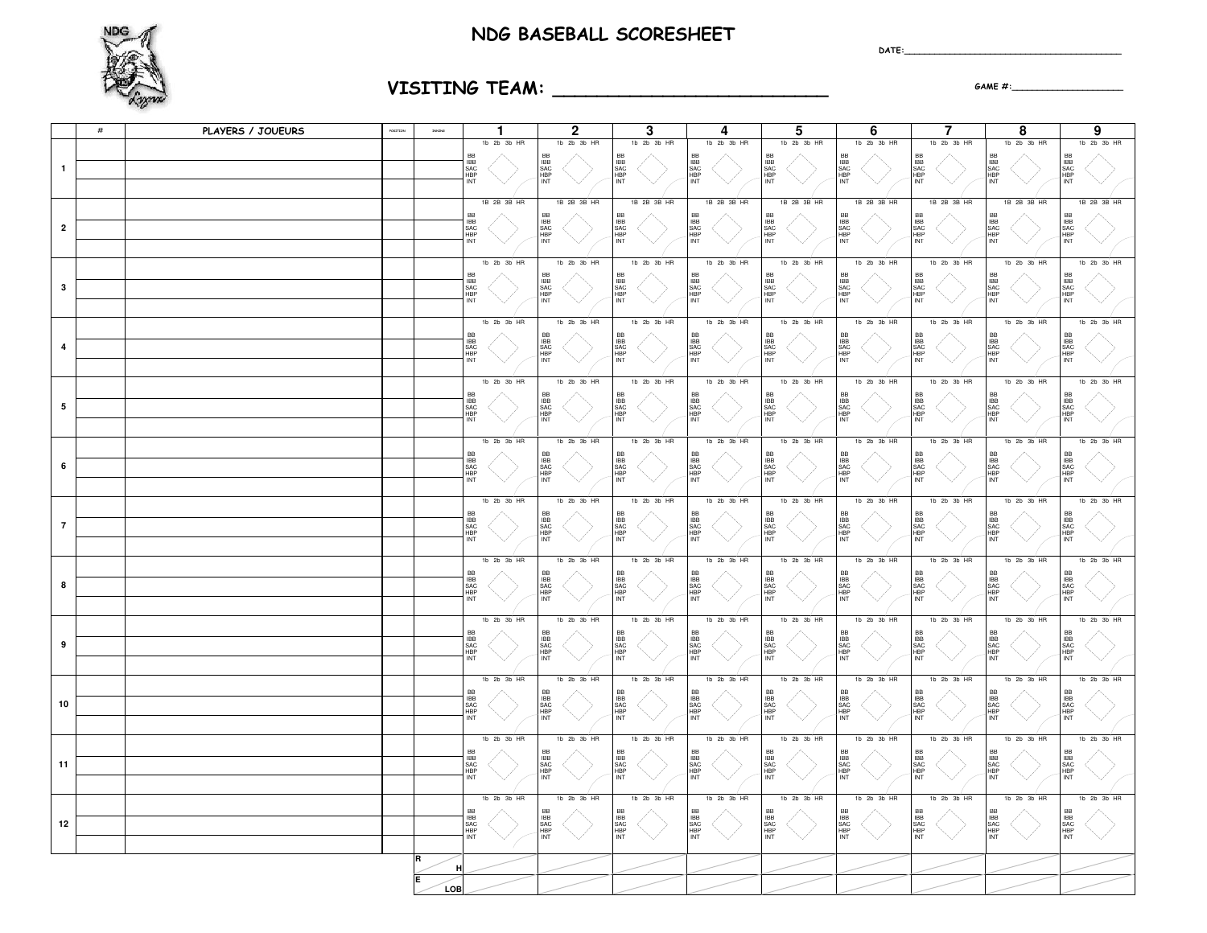# NDG BASEBALL SCORESHEET

DATE:\_\_\_\_\_\_\_\_\_\_\_\_\_\_\_\_\_\_\_\_\_\_\_\_\_\_\_\_\_\_\_\_\_\_\_\_

## VISITING TEAM: \_\_\_\_\_\_\_\_\_\_\_\_\_\_\_\_\_\_\_\_\_\_\_\_\_\_\_\_

GAME #:\_\_\_\_\_\_\_\_\_\_\_\_\_\_\_\_\_\_

| | # | PLAYERS / JOUEURS | POSITION | INNING | 1 | 2 | 3 | 4 | 5 | 6 | 7 | 8 | 9 |
|---|---|---|---|---|---|---|---|---|---|---|---|---|---|
| 1 | | | | | 1b 2b 3b HR BB IBB SAC HBP INT | 1b 2b 3b HR BB IBB SAC HBP INT | 1b 2b 3b HR BB IBB SAC HBP INT | 1b 2b 3b HR BB IBB SAC HBP INT | 1b 2b 3b HR BB IBB SAC HBP INT | 1b 2b 3b HR BB IBB SAC HBP INT | 1b 2b 3b HR BB IBB SAC HBP INT | 1b 2b 3b HR BB IBB SAC HBP INT | 1b 2b 3b HR BB IBB SAC HBP INT |
| 2 | | | | | 1B 2B 3B HR BB IBB SAC HBP INT | 1B 2B 3B HR BB IBB SAC HBP INT | 1B 2B 3B HR BB IBB SAC HBP INT | 1B 2B 3B HR BB IBB SAC HBP INT | 1B 2B 3B HR BB IBB SAC HBP INT | 1B 2B 3B HR BB IBB SAC HBP INT | 1B 2B 3B HR BB IBB SAC HBP INT | 1B 2B 3B HR BB IBB SAC HBP INT | 1B 2B 3B HR BB IBB SAC HBP INT |
| 3 | | | | | 1b 2b 3b HR BB IBB SAC HBP INT | 1b 2b 3b HR BB IBB SAC HBP INT | 1b 2b 3b HR BB IBB SAC HBP INT | 1b 2b 3b HR BB IBB SAC HBP INT | 1b 2b 3b HR BB IBB SAC HBP INT | 1b 2b 3b HR BB IBB SAC HBP INT | 1b 2b 3b HR BB IBB SAC HBP INT | 1b 2b 3b HR BB IBB SAC HBP INT | 1b 2b 3b HR BB IBB SAC HBP INT |
| 4 | | | | | 1b 2b 3b HR BB IBB SAC HBP INT | 1b 2b 3b HR BB IBB SAC HBP INT | 1b 2b 3b HR BB IBB SAC HBP INT | 1b 2b 3b HR BB IBB SAC HBP INT | 1b 2b 3b HR BB IBB SAC HBP INT | 1b 2b 3b HR BB IBB SAC HBP INT | 1b 2b 3b HR BB IBB SAC HBP INT | 1b 2b 3b HR BB IBB SAC HBP INT | 1b 2b 3b HR BB IBB SAC HBP INT |
| 5 | | | | | 1b 2b 3b HR BB IBB SAC HBP INT | 1b 2b 3b HR BB IBB SAC HBP INT | 1b 2b 3b HR BB IBB SAC HBP INT | 1b 2b 3b HR BB IBB SAC HBP INT | 1b 2b 3b HR BB IBB SAC HBP INT | 1b 2b 3b HR BB IBB SAC HBP INT | 1b 2b 3b HR BB IBB SAC HBP INT | 1b 2b 3b HR BB IBB SAC HBP INT | 1b 2b 3b HR BB IBB SAC HBP INT |
| 6 | | | | | 1b 2b 3b HR BB IBB SAC HBP INT | 1b 2b 3b HR BB IBB SAC HBP INT | 1b 2b 3b HR BB IBB SAC HBP INT | 1b 2b 3b HR BB IBB SAC HBP INT | 1b 2b 3b HR BB IBB SAC HBP INT | 1b 2b 3b HR BB IBB SAC HBP INT | 1b 2b 3b HR BB IBB SAC HBP INT | 1b 2b 3b HR BB IBB SAC HBP INT | 1b 2b 3b HR BB IBB SAC HBP INT |
| 7 | | | | | 1b 2b 3b HR BB IBB SAC HBP INT | 1b 2b 3b HR BB IBB SAC HBP INT | 1b 2b 3b HR BB IBB SAC HBP INT | 1b 2b 3b HR BB IBB SAC HBP INT | 1b 2b 3b HR BB IBB SAC HBP INT | 1b 2b 3b HR BB IBB SAC HBP INT | 1b 2b 3b HR BB IBB SAC HBP INT | 1b 2b 3b HR BB IBB SAC HBP INT | 1b 2b 3b HR BB IBB SAC HBP INT |
| 8 | | | | | 1b 2b 3b HR BB IBB SAC HBP INT | 1b 2b 3b HR BB IBB SAC HBP INT | 1b 2b 3b HR BB IBB SAC HBP INT | 1b 2b 3b HR BB IBB SAC HBP INT | 1b 2b 3b HR BB IBB SAC HBP INT | 1b 2b 3b HR BB IBB SAC HBP INT | 1b 2b 3b HR BB IBB SAC HBP INT | 1b 2b 3b HR BB IBB SAC HBP INT | 1b 2b 3b HR BB IBB SAC HBP INT |
| 9 | | | | | 1b 2b 3b HR BB IBB SAC HBP INT | 1b 2b 3b HR BB IBB SAC HBP INT | 1b 2b 3b HR BB IBB SAC HBP INT | 1b 2b 3b HR BB IBB SAC HBP INT | 1b 2b 3b HR BB IBB SAC HBP INT | 1b 2b 3b HR BB IBB SAC HBP INT | 1b 2b 3b HR BB IBB SAC HBP INT | 1b 2b 3b HR BB IBB SAC HBP INT | 1b 2b 3b HR BB IBB SAC HBP INT |
| 10 | | | | | 1b 2b 3b HR BB IBB SAC HBP INT | 1b 2b 3b HR BB IBB SAC HBP INT | 1b 2b 3b HR BB IBB SAC HBP INT | 1b 2b 3b HR BB IBB SAC HBP INT | 1b 2b 3b HR BB IBB SAC HBP INT | 1b 2b 3b HR BB IBB SAC HBP INT | 1b 2b 3b HR BB IBB SAC HBP INT | 1b 2b 3b HR BB IBB SAC HBP INT | 1b 2b 3b HR BB IBB SAC HBP INT |
| 11 | | | | | 1b 2b 3b HR BB IBB SAC HBP INT | 1b 2b 3b HR BB IBB SAC HBP INT | 1b 2b 3b HR BB IBB SAC HBP INT | 1b 2b 3b HR BB IBB SAC HBP INT | 1b 2b 3b HR BB IBB SAC HBP INT | 1b 2b 3b HR BB IBB SAC HBP INT | 1b 2b 3b HR BB IBB SAC HBP INT | 1b 2b 3b HR BB IBB SAC HBP INT | 1b 2b 3b HR BB IBB SAC HBP INT |
| 12 | | | | | 1b 2b 3b HR BB IBB SAC HBP INT | 1b 2b 3b HR BB IBB SAC HBP INT | 1b 2b 3b HR BB IBB SAC HBP INT | 1b 2b 3b HR BB IBB SAC HBP INT | 1b 2b 3b HR BB IBB SAC HBP INT | 1b 2b 3b HR BB IBB SAC HBP INT | 1b 2b 3b HR BB IBB SAC HBP INT | 1b 2b 3b HR BB IBB SAC HBP INT | 1b 2b 3b HR BB IBB SAC HBP INT |
| | | | | R / H | | | | | | | | | |
| | | | | E / LOB | | | | | | | | | |